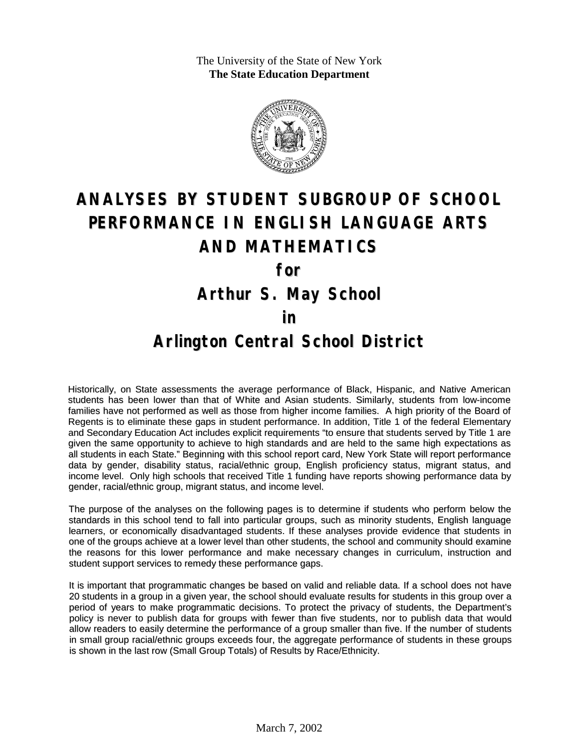The University of the State of New York
**The State Education Department**

# ANALYSES BY STUDENT SUBGROUP OF SCHOOL PERFORMANCE IN ENGLISH LANGUAGE ARTS AND MATHEMATICS

## for

# Arthur S. May School

## in

# Arlington Central School District

Historically, on State assessments the average performance of Black, Hispanic, and Native American students has been lower than that of White and Asian students. Similarly, students from low-income families have not performed as well as those from higher income families. A high priority of the Board of Regents is to eliminate these gaps in student performance. In addition, Title 1 of the federal Elementary and Secondary Education Act includes explicit requirements "to ensure that students served by Title 1 are given the same opportunity to achieve to high standards and are held to the same high expectations as all students in each State." Beginning with this school report card, New York State will report performance data by gender, disability status, racial/ethnic group, English proficiency status, migrant status, and income level. Only high schools that received Title 1 funding have reports showing performance data by gender, racial/ethnic group, migrant status, and income level.

The purpose of the analyses on the following pages is to determine if students who perform below the standards in this school tend to fall into particular groups, such as minority students, English language learners, or economically disadvantaged students. If these analyses provide evidence that students in one of the groups achieve at a lower level than other students, the school and community should examine the reasons for this lower performance and make necessary changes in curriculum, instruction and student support services to remedy these performance gaps.

It is important that programmatic changes be based on valid and reliable data. If a school does not have 20 students in a group in a given year, the school should evaluate results for students in this group over a period of years to make programmatic decisions. To protect the privacy of students, the Department's policy is never to publish data for groups with fewer than five students, nor to publish data that would allow readers to easily determine the performance of a group smaller than five. If the number of students in small group racial/ethnic groups exceeds four, the aggregate performance of students in these groups is shown in the last row (Small Group Totals) of Results by Race/Ethnicity.

March 7, 2002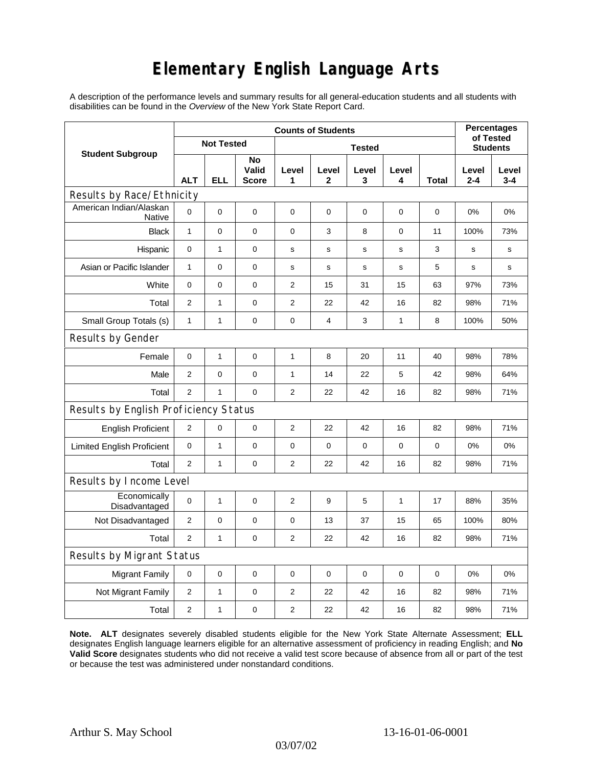# Elementary English Language Arts

A description of the performance levels and summary results for all general-education students and all students with disabilities can be found in the *Overview* of the New York State Report Card.

| Student Subgroup | Counts of Students | | | | | | | | Percentages of Tested Students | |
|---|---|---|---|---|---|---|---|---|---|---|
| | Not Tested | | | Tested | | | | | | |
| | ALT | ELL | No Valid Score | Level 1 | Level 2 | Level 3 | Level 4 | Total | Level 2-4 | Level 3-4 |
| **Results by Race/Ethnicity** | | | | | | | | | | |
| American Indian/Alaskan Native | 0 | 0 | 0 | 0 | 0 | 0 | 0 | 0 | 0% | 0% |
| Black | 1 | 0 | 0 | 0 | 3 | 8 | 0 | 11 | 100% | 73% |
| Hispanic | 0 | 1 | 0 | s | s | s | s | 3 | s | s |
| Asian or Pacific Islander | 1 | 0 | 0 | s | s | s | s | 5 | s | s |
| White | 0 | 0 | 0 | 2 | 15 | 31 | 15 | 63 | 97% | 73% |
| Total | 2 | 1 | 0 | 2 | 22 | 42 | 16 | 82 | 98% | 71% |
| Small Group Totals (s) | 1 | 1 | 0 | 0 | 4 | 3 | 1 | 8 | 100% | 50% |
| **Results by Gender** | | | | | | | | | | |
| Female | 0 | 1 | 0 | 1 | 8 | 20 | 11 | 40 | 98% | 78% |
| Male | 2 | 0 | 0 | 1 | 14 | 22 | 5 | 42 | 98% | 64% |
| Total | 2 | 1 | 0 | 2 | 22 | 42 | 16 | 82 | 98% | 71% |
| **Results by English Proficiency Status** | | | | | | | | | | |
| English Proficient | 2 | 0 | 0 | 2 | 22 | 42 | 16 | 82 | 98% | 71% |
| Limited English Proficient | 0 | 1 | 0 | 0 | 0 | 0 | 0 | 0 | 0% | 0% |
| Total | 2 | 1 | 0 | 2 | 22 | 42 | 16 | 82 | 98% | 71% |
| **Results by Income Level** | | | | | | | | | | |
| Economically Disadvantaged | 0 | 1 | 0 | 2 | 9 | 5 | 1 | 17 | 88% | 35% |
| Not Disadvantaged | 2 | 0 | 0 | 0 | 13 | 37 | 15 | 65 | 100% | 80% |
| Total | 2 | 1 | 0 | 2 | 22 | 42 | 16 | 82 | 98% | 71% |
| **Results by Migrant Status** | | | | | | | | | | |
| Migrant Family | 0 | 0 | 0 | 0 | 0 | 0 | 0 | 0 | 0% | 0% |
| Not Migrant Family | 2 | 1 | 0 | 2 | 22 | 42 | 16 | 82 | 98% | 71% |
| Total | 2 | 1 | 0 | 2 | 22 | 42 | 16 | 82 | 98% | 71% |

**Note. ALT** designates severely disabled students eligible for the New York State Alternate Assessment; **ELL** designates English language learners eligible for an alternative assessment of proficiency in reading English; and **No Valid Score** designates students who did not receive a valid test score because of absence from all or part of the test or because the test was administered under nonstandard conditions.

Arthur S. May School 13-16-01-06-0001

03/07/02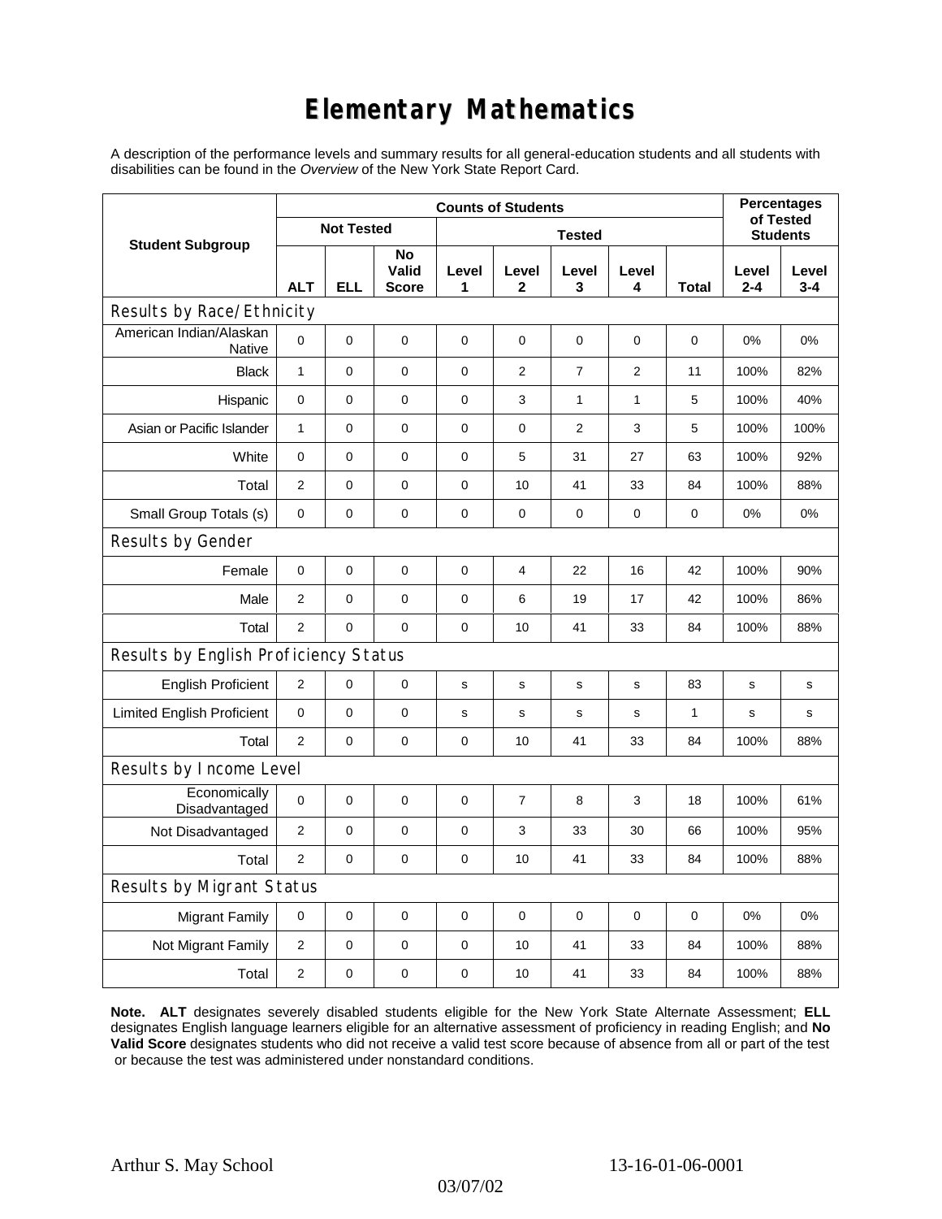# Elementary Mathematics

A description of the performance levels and summary results for all general-education students and all students with disabilities can be found in the *Overview* of the New York State Report Card.

| Student Subgroup | Counts of Students | | | | | | | | Percentages of Tested Students | |
|---|---|---|---|---|---|---|---|---|---|---|
| | Not Tested | | | Tested | | | | | | |
| | ALT | ELL | No Valid Score | Level 1 | Level 2 | Level 3 | Level 4 | Total | Level 2-4 | Level 3-4 |
| **Results by Race/Ethnicity** | | | | | | | | | | |
| American Indian/Alaskan Native | 0 | 0 | 0 | 0 | 0 | 0 | 0 | 0 | 0% | 0% |
| Black | 1 | 0 | 0 | 0 | 2 | 7 | 2 | 11 | 100% | 82% |
| Hispanic | 0 | 0 | 0 | 0 | 3 | 1 | 1 | 5 | 100% | 40% |
| Asian or Pacific Islander | 1 | 0 | 0 | 0 | 0 | 2 | 3 | 5 | 100% | 100% |
| White | 0 | 0 | 0 | 0 | 5 | 31 | 27 | 63 | 100% | 92% |
| Total | 2 | 0 | 0 | 0 | 10 | 41 | 33 | 84 | 100% | 88% |
| Small Group Totals (s) | 0 | 0 | 0 | 0 | 0 | 0 | 0 | 0 | 0% | 0% |
| **Results by Gender** | | | | | | | | | | |
| Female | 0 | 0 | 0 | 0 | 4 | 22 | 16 | 42 | 100% | 90% |
| Male | 2 | 0 | 0 | 0 | 6 | 19 | 17 | 42 | 100% | 86% |
| Total | 2 | 0 | 0 | 0 | 10 | 41 | 33 | 84 | 100% | 88% |
| **Results by English Proficiency Status** | | | | | | | | | | |
| English Proficient | 2 | 0 | 0 | s | s | s | s | 83 | s | s |
| Limited English Proficient | 0 | 0 | 0 | s | s | s | s | 1 | s | s |
| Total | 2 | 0 | 0 | 0 | 10 | 41 | 33 | 84 | 100% | 88% |
| **Results by Income Level** | | | | | | | | | | |
| Economically Disadvantaged | 0 | 0 | 0 | 0 | 7 | 8 | 3 | 18 | 100% | 61% |
| Not Disadvantaged | 2 | 0 | 0 | 0 | 3 | 33 | 30 | 66 | 100% | 95% |
| Total | 2 | 0 | 0 | 0 | 10 | 41 | 33 | 84 | 100% | 88% |
| **Results by Migrant Status** | | | | | | | | | | |
| Migrant Family | 0 | 0 | 0 | 0 | 0 | 0 | 0 | 0 | 0% | 0% |
| Not Migrant Family | 2 | 0 | 0 | 0 | 10 | 41 | 33 | 84 | 100% | 88% |
| Total | 2 | 0 | 0 | 0 | 10 | 41 | 33 | 84 | 100% | 88% |

**Note. ALT** designates severely disabled students eligible for the New York State Alternate Assessment; **ELL** designates English language learners eligible for an alternative assessment of proficiency in reading English; and **No Valid Score** designates students who did not receive a valid test score because of absence from all or part of the test or because the test was administered under nonstandard conditions.

Arthur S. May School 13-16-01-06-0001

03/07/02